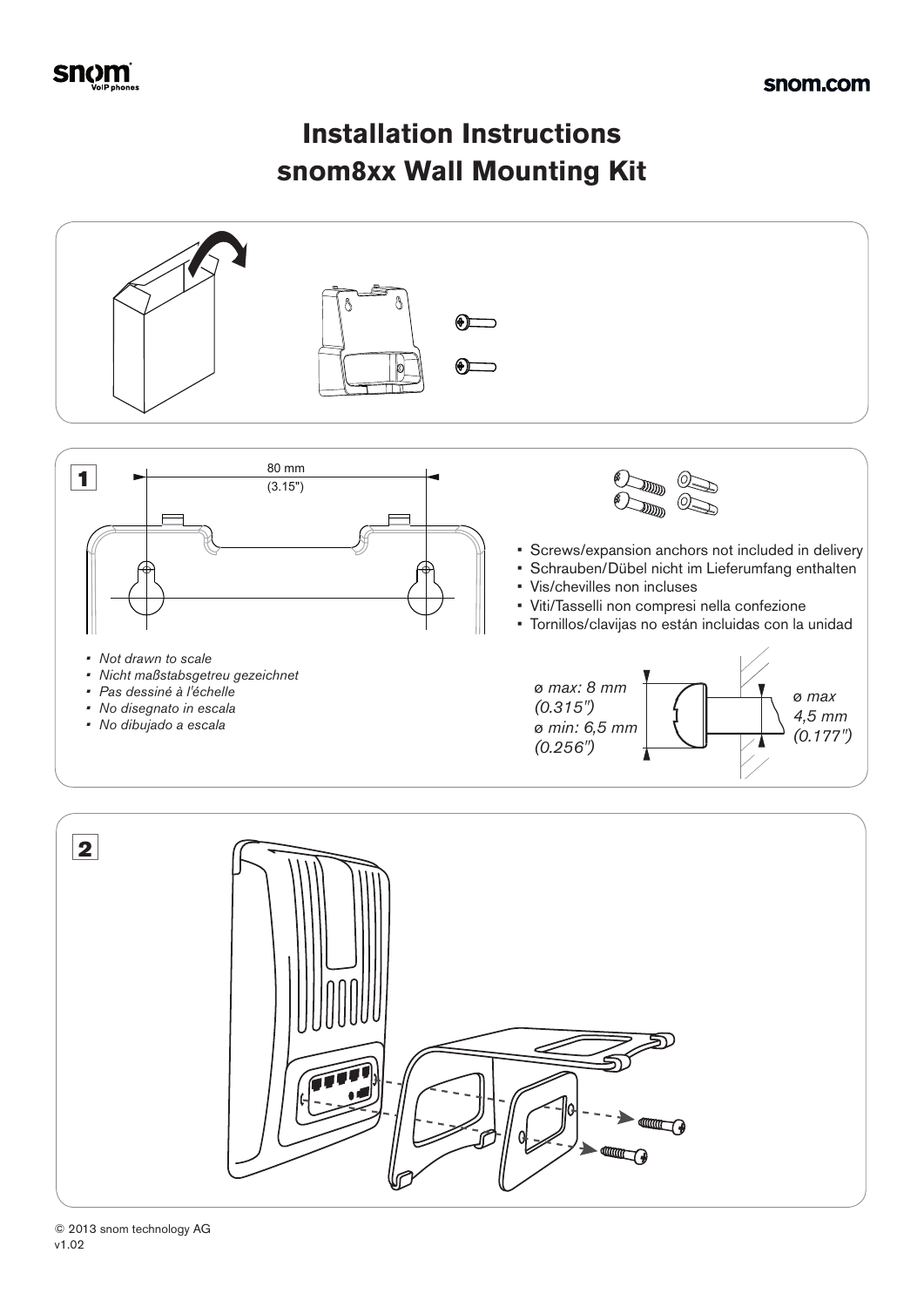# Installation Instructions snom8xx Wall Mounting Kit

**1**

80 mm (3.15")

- *Not drawn to scale*
- *Nicht maßstabsgetreu gezeichnet*
- *Pas dessiné à l'échelle*
- *No disegnato in escala*
- *No dibujado a escala*

- Screws/expansion anchors not included in delivery
- Schrauben/Dübel nicht im Lieferumfang enthalten
- Vis/chevilles non incluses
- Viti/Tasselli non compresi nella confezione
- Tornillos/clavijas no están incluidas con la unidad

*ø max: 8 mm (0.315")*
*ø min: 6,5 mm (0.256")*

*ø max 4,5 mm (0.177")*

**2**

© 2013 snom technology AG
v1.02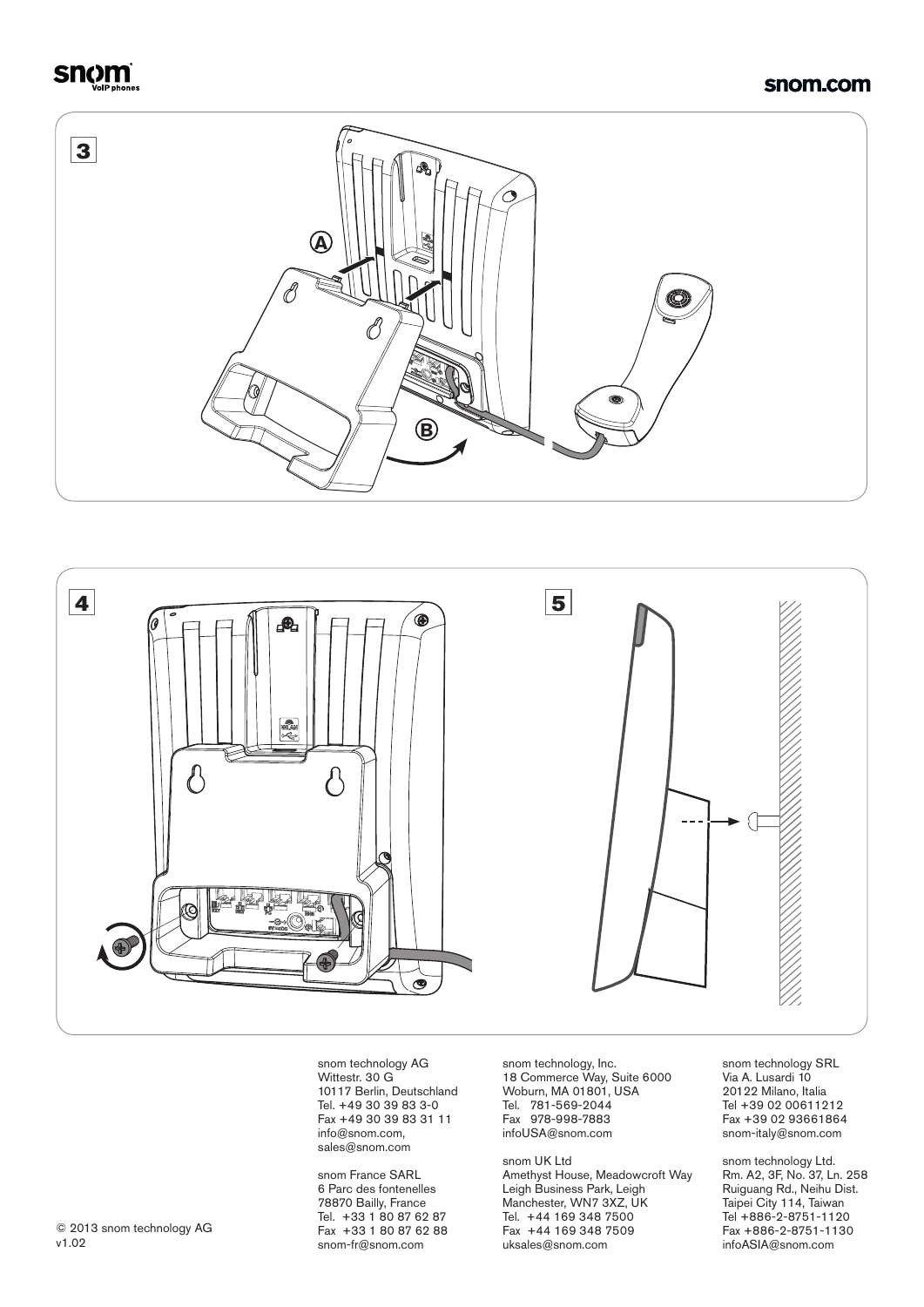3

A

B

4

5

snom technology AG
Wittestr. 30 G
10117 Berlin, Deutschland
Tel. +49 30 39 83 3-0
Fax +49 30 39 83 31 11
info@snom.com,
sales@snom.com

snom France SARL
6 Parc des fontenelles
78870 Bailly, France
Tel. +33 1 80 87 62 87
Fax +33 1 80 87 62 88
snom-fr@snom.com

snom technology, Inc.
18 Commerce Way, Suite 6000
Woburn, MA 01801, USA
Tel. 781-569-2044
Fax 978-998-7883
infoUSA@snom.com

snom UK Ltd
Amethyst House, Meadowcroft Way
Leigh Business Park, Leigh
Manchester, WN7 3XZ, UK
Tel. +44 169 348 7500
Fax +44 169 348 7509
uksales@snom.com

snom technology SRL
Via A. Lusardi 10
20122 Milano, Italia
Tel +39 02 00611212
Fax +39 02 93661864
snom-italy@snom.com

snom technology Ltd.
Rm. A2, 3F, No. 37, Ln. 258
Ruiguang Rd., Neihu Dist.
Taipei City 114, Taiwan
Tel +886-2-8751-1120
Fax +886-2-8751-1130
infoASIA@snom.com

© 2013 snom technology AG
v1.02